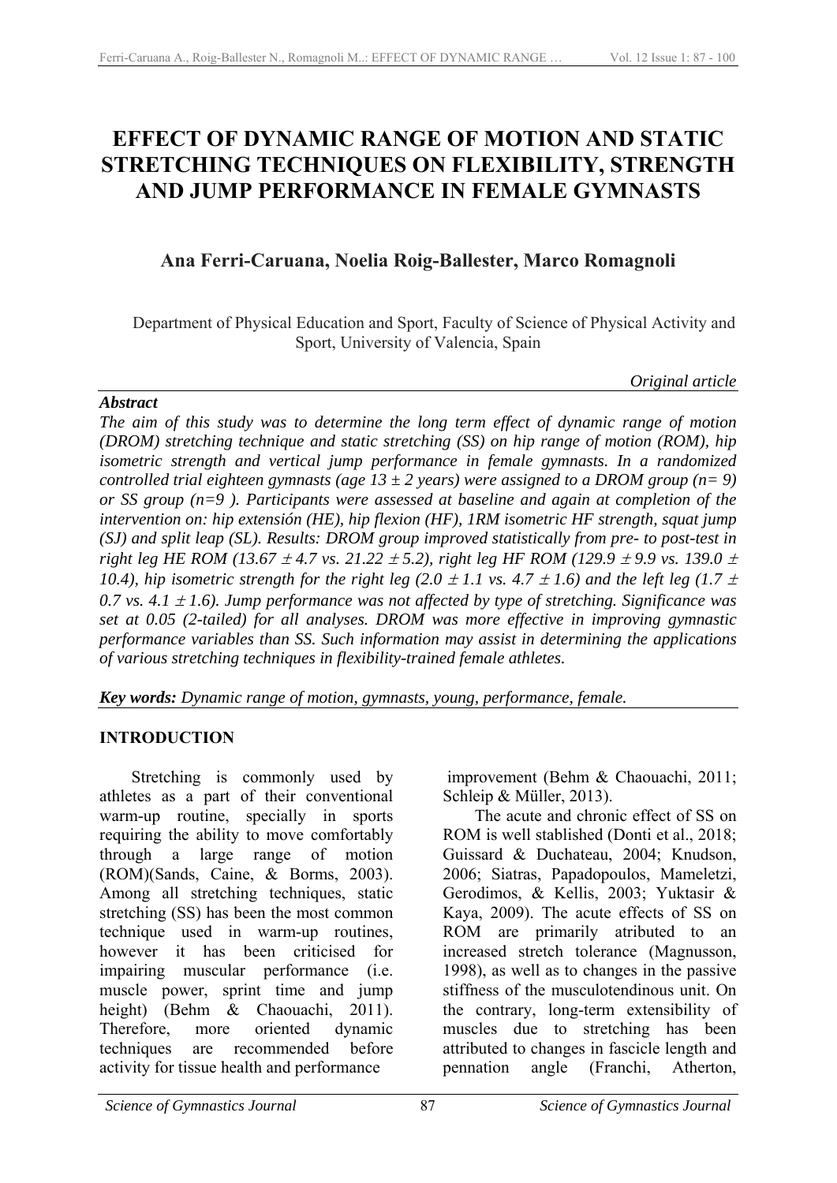# EFFECT OF DYNAMIC RANGE OF MOTION AND STATIC STRETCHING TECHNIQUES ON FLEXIBILITY, STRENGTH AND JUMP PERFORMANCE IN FEMALE GYMNASTS

## Ana Ferri-Caruana, Noelia Roig-Ballester, Marco Romagnoli

Department of Physical Education and Sport, Faculty of Science of Physical Activity and Sport, University of Valencia, Spain

*Original article*

***Abstract***

*The aim of this study was to determine the long term effect of dynamic range of motion (DROM) stretching technique and static stretching (SS) on hip range of motion (ROM), hip isometric strength and vertical jump performance in female gymnasts. In a randomized controlled trial eighteen gymnasts (age 13 ± 2 years) were assigned to a DROM group (n= 9) or SS group (n=9 ). Participants were assessed at baseline and again at completion of the intervention on: hip extensión (HE), hip flexion (HF), 1RM isometric HF strength, squat jump (SJ) and split leap (SL). Results: DROM group improved statistically from pre- to post-test in right leg HE ROM (13.67 ± 4.7 vs. 21.22 ± 5.2), right leg HF ROM (129.9 ± 9.9 vs. 139.0 ± 10.4), hip isometric strength for the right leg (2.0 ± 1.1 vs. 4.7 ± 1.6) and the left leg (1.7 ± 0.7 vs. 4.1 ± 1.6). Jump performance was not affected by type of stretching. Significance was set at 0.05 (2-tailed) for all analyses. DROM was more effective in improving gymnastic performance variables than SS. Such information may assist in determining the applications of various stretching techniques in flexibility-trained female athletes.*

***Key words:*** *Dynamic range of motion, gymnasts, young, performance, female.*

### INTRODUCTION

Stretching is commonly used by athletes as a part of their conventional warm-up routine, specially in sports requiring the ability to move comfortably through a large range of motion (ROM)(Sands, Caine, & Borms, 2003). Among all stretching techniques, static stretching (SS) has been the most common technique used in warm-up routines, however it has been criticised for impairing muscular performance (i.e. muscle power, sprint time and jump height) (Behm & Chaouachi, 2011). Therefore, more oriented dynamic techniques are recommended before activity for tissue health and performance improvement (Behm & Chaouachi, 2011; Schleip & Müller, 2013).

The acute and chronic effect of SS on ROM is well stablished (Donti et al., 2018; Guissard & Duchateau, 2004; Knudson, 2006; Siatras, Papadopoulos, Mameletzi, Gerodimos, & Kellis, 2003; Yuktasir & Kaya, 2009). The acute effects of SS on ROM are primarily atributed to an increased stretch tolerance (Magnusson, 1998), as well as to changes in the passive stiffness of the musculotendinous unit. On the contrary, long-term extensibility of muscles due to stretching has been attributed to changes in fascicle length and pennation angle (Franchi, Atherton,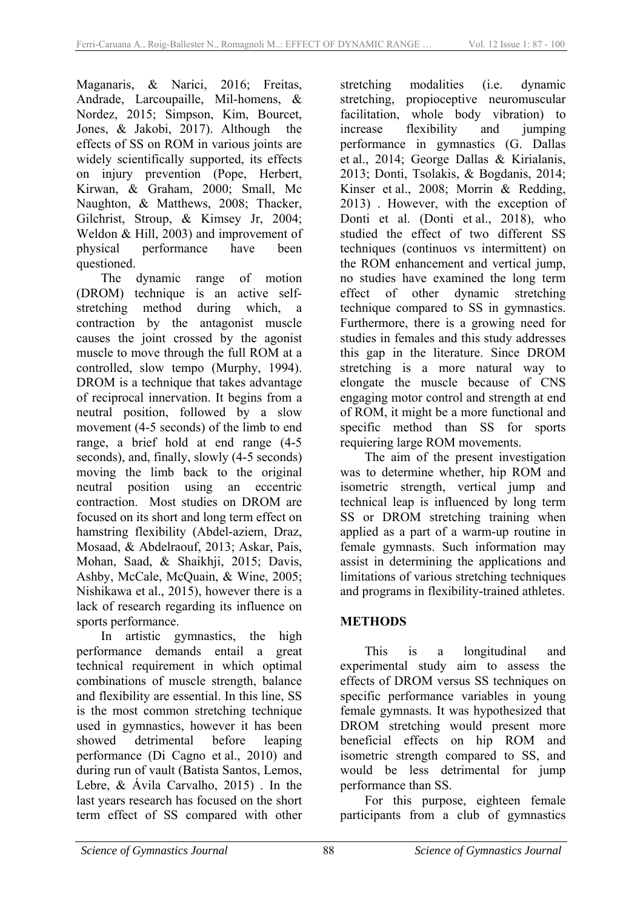Maganaris, & Narici, 2016; Freitas, Andrade, Larcoupaille, Mil-homens, & Nordez, 2015; Simpson, Kim, Bourcet, Jones, & Jakobi, 2017). Although the effects of SS on ROM in various joints are widely scientifically supported, its effects on injury prevention (Pope, Herbert, Kirwan, & Graham, 2000; Small, Mc Naughton, & Matthews, 2008; Thacker, Gilchrist, Stroup, & Kimsey Jr, 2004; Weldon & Hill, 2003) and improvement of physical performance have been questioned.

The dynamic range of motion (DROM) technique is an active self-stretching method during which, a contraction by the antagonist muscle causes the joint crossed by the agonist muscle to move through the full ROM at a controlled, slow tempo (Murphy, 1994). DROM is a technique that takes advantage of reciprocal innervation. It begins from a neutral position, followed by a slow movement (4-5 seconds) of the limb to end range, a brief hold at end range (4-5 seconds), and, finally, slowly (4-5 seconds) moving the limb back to the original neutral position using an eccentric contraction. Most studies on DROM are focused on its short and long term effect on hamstring flexibility (Abdel-aziem, Draz, Mosaad, & Abdelraouf, 2013; Askar, Pais, Mohan, Saad, & Shaikhji, 2015; Davis, Ashby, McCale, McQuain, & Wine, 2005; Nishikawa et al., 2015), however there is a lack of research regarding its influence on sports performance.

In artistic gymnastics, the high performance demands entail a great technical requirement in which optimal combinations of muscle strength, balance and flexibility are essential. In this line, SS is the most common stretching technique used in gymnastics, however it has been showed detrimental before leaping performance (Di Cagno et al., 2010) and during run of vault (Batista Santos, Lemos, Lebre, & Ávila Carvalho, 2015) . In the last years research has focused on the short term effect of SS compared with other stretching modalities (i.e. dynamic stretching, propioceptive neuromuscular facilitation, whole body vibration) to increase flexibility and jumping performance in gymnastics (G. Dallas et al., 2014; George Dallas & Kirialanis, 2013; Donti, Tsolakis, & Bogdanis, 2014; Kinser et al., 2008; Morrin & Redding, 2013) . However, with the exception of Donti et al. (Donti et al., 2018), who studied the effect of two different SS techniques (continuos vs intermittent) on the ROM enhancement and vertical jump, no studies have examined the long term effect of other dynamic stretching technique compared to SS in gymnastics. Furthermore, there is a growing need for studies in females and this study addresses this gap in the literature. Since DROM stretching is a more natural way to elongate the muscle because of CNS engaging motor control and strength at end of ROM, it might be a more functional and specific method than SS for sports requiering large ROM movements.

The aim of the present investigation was to determine whether, hip ROM and isometric strength, vertical jump and technical leap is influenced by long term SS or DROM stretching training when applied as a part of a warm-up routine in female gymnasts. Such information may assist in determining the applications and limitations of various stretching techniques and programs in flexibility-trained athletes.

## METHODS

This is a longitudinal and experimental study aim to assess the effects of DROM versus SS techniques on specific performance variables in young female gymnasts. It was hypothesized that DROM stretching would present more beneficial effects on hip ROM and isometric strength compared to SS, and would be less detrimental for jump performance than SS.

For this purpose, eighteen female participants from a club of gymnastics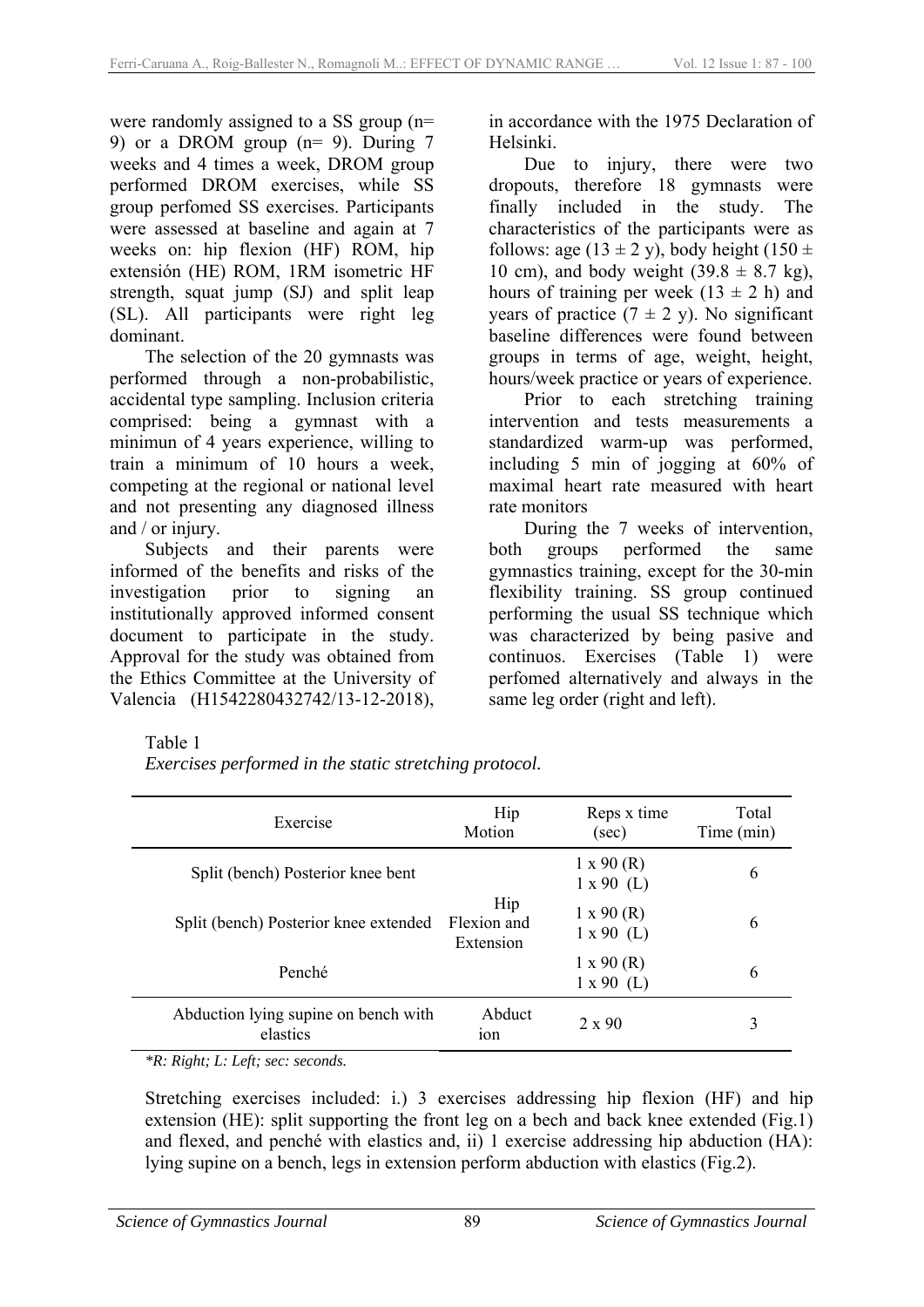were randomly assigned to a SS group (n= 9) or a DROM group (n= 9). During 7 weeks and 4 times a week, DROM group performed DROM exercises, while SS group perfomed SS exercises. Participants were assessed at baseline and again at 7 weeks on: hip flexion (HF) ROM, hip extensión (HE) ROM, 1RM isometric HF strength, squat jump (SJ) and split leap (SL). All participants were right leg dominant.

The selection of the 20 gymnasts was performed through a non-probabilistic, accidental type sampling. Inclusion criteria comprised: being a gymnast with a minimun of 4 years experience, willing to train a minimum of 10 hours a week, competing at the regional or national level and not presenting any diagnosed illness and / or injury.

Subjects and their parents were informed of the benefits and risks of the investigation prior to signing an institutionally approved informed consent document to participate in the study. Approval for the study was obtained from the Ethics Committee at the University of Valencia (H1542280432742/13-12-2018), in accordance with the 1975 Declaration of Helsinki.

Due to injury, there were two dropouts, therefore 18 gymnasts were finally included in the study. The characteristics of the participants were as follows: age (13 ± 2 y), body height (150 ± 10 cm), and body weight (39.8 ± 8.7 kg), hours of training per week (13 ± 2 h) and years of practice (7 ± 2 y). No significant baseline differences were found between groups in terms of age, weight, height, hours/week practice or years of experience.

Prior to each stretching training intervention and tests measurements a standardized warm-up was performed, including 5 min of jogging at 60% of maximal heart rate measured with heart rate monitors

During the 7 weeks of intervention, both groups performed the same gymnastics training, except for the 30-min flexibility training. SS group continued performing the usual SS technique which was characterized by being pasive and continuos. Exercises (Table 1) were perfomed alternatively and always in the same leg order (right and left).

Table 1
*Exercises performed in the static stretching protocol.*

| Exercise | Hip Motion | Reps x time (sec) | Total Time (min) |
|---|---|---|---|
| Split (bench) Posterior knee bent | Hip Flexion and Extension | 1 x 90 (R) 1 x 90 (L) | 6 |
| Split (bench) Posterior knee extended | | 1 x 90 (R) 1 x 90 (L) | 6 |
| Penché | | 1 x 90 (R) 1 x 90 (L) | 6 |
| Abduction lying supine on bench with elastics | Abduction | 2 x 90 | 3 |

*\*R: Right; L: Left; sec: seconds.*

Stretching exercises included: i.) 3 exercises addressing hip flexion (HF) and hip extension (HE): split supporting the front leg on a bech and back knee extended (Fig.1) and flexed, and penché with elastics and, ii) 1 exercise addressing hip abduction (HA): lying supine on a bench, legs in extension perform abduction with elastics (Fig.2).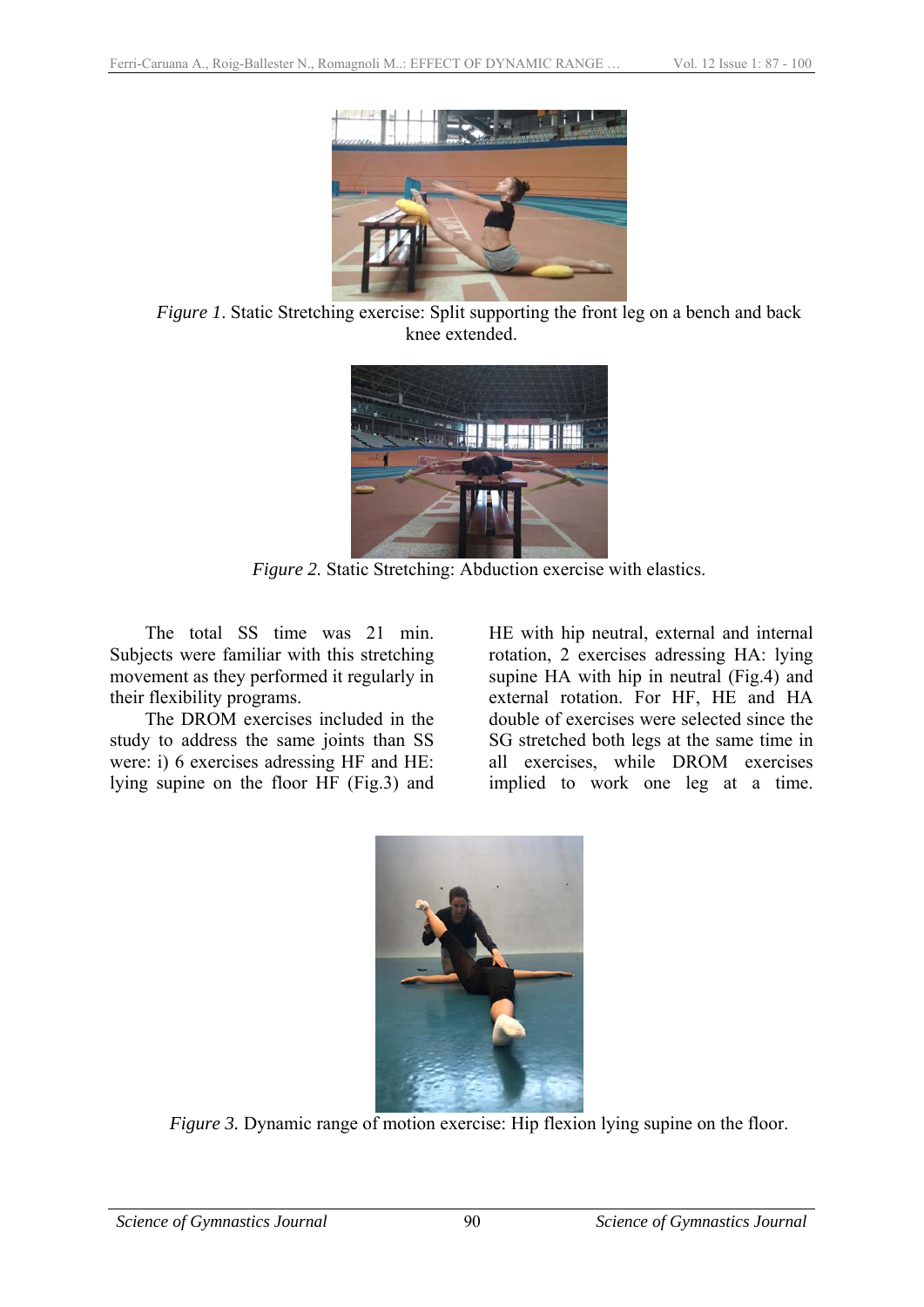*Figure 1.* Static Stretching exercise: Split supporting the front leg on a bench and back knee extended.

*Figure 2.* Static Stretching: Abduction exercise with elastics.

The total SS time was 21 min. Subjects were familiar with this stretching movement as they performed it regularly in their flexibility programs.

The DROM exercises included in the study to address the same joints than SS were: i) 6 exercises adressing HF and HE: lying supine on the floor HF (Fig.3) and HE with hip neutral, external and internal rotation, 2 exercises adressing HA: lying supine HA with hip in neutral (Fig.4) and external rotation. For HF, HE and HA double of exercises were selected since the SG stretched both legs at the same time in all exercises, while DROM exercises implied to work one leg at a time.

*Figure 3.* Dynamic range of motion exercise: Hip flexion lying supine on the floor.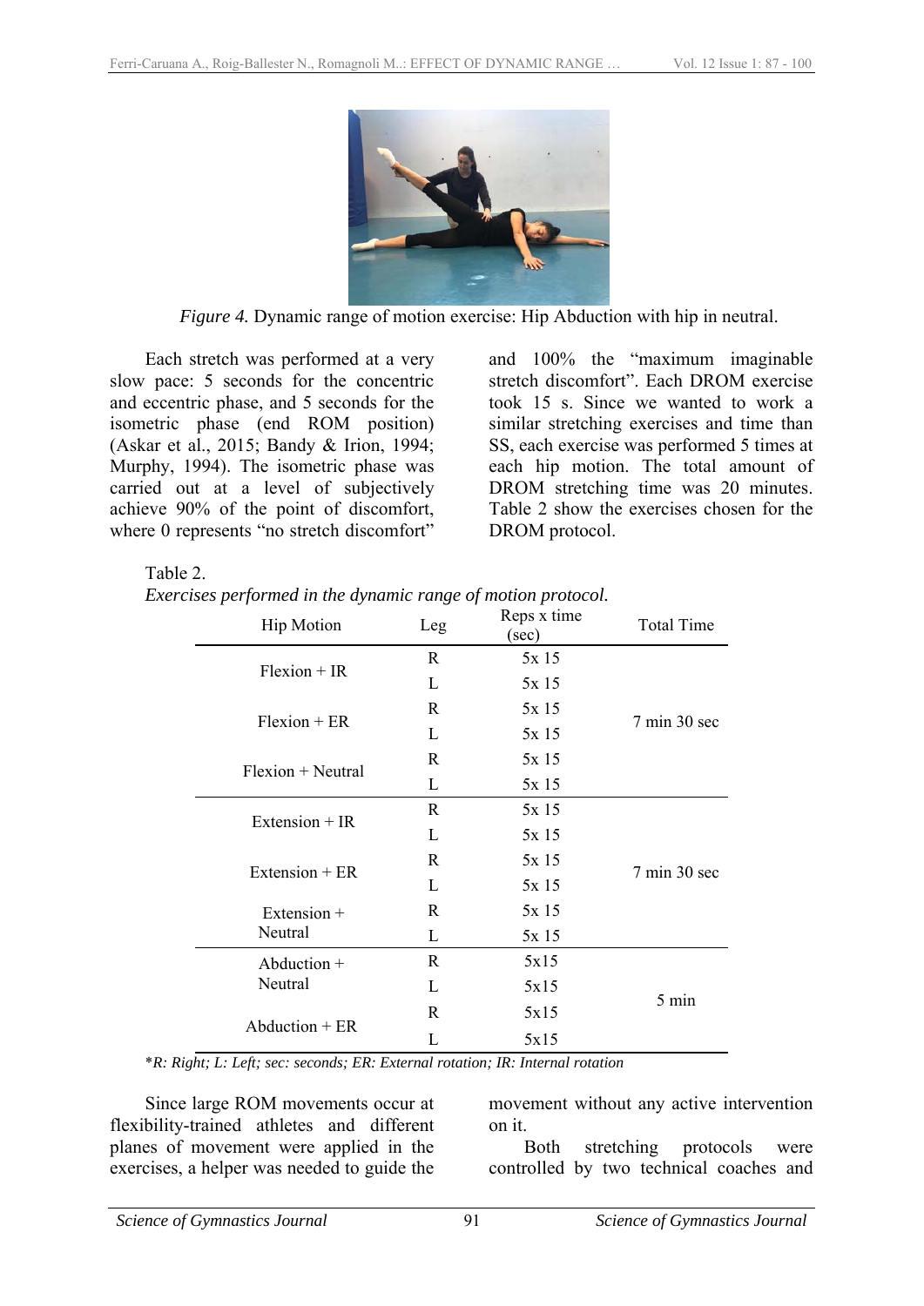*Figure 4.* Dynamic range of motion exercise: Hip Abduction with hip in neutral.

Each stretch was performed at a very slow pace: 5 seconds for the concentric and eccentric phase, and 5 seconds for the isometric phase (end ROM position) (Askar et al., 2015; Bandy & Irion, 1994; Murphy, 1994). The isometric phase was carried out at a level of subjectively achieve 90% of the point of discomfort, where 0 represents "no stretch discomfort" and 100% the "maximum imaginable stretch discomfort". Each DROM exercise took 15 s. Since we wanted to work a similar stretching exercises and time than SS, each exercise was performed 5 times at each hip motion. The total amount of DROM stretching time was 20 minutes. Table 2 show the exercises chosen for the DROM protocol.

Table 2.
*Exercises performed in the dynamic range of motion protocol.*

| Hip Motion | Leg | Reps x time (sec) | Total Time |
|---|---|---|---|
| Flexion + IR | R | 5x 15 | 7 min 30 sec |
| | L | 5x 15 | |
| Flexion + ER | R | 5x 15 | |
| | L | 5x 15 | |
| Flexion + Neutral | R | 5x 15 | |
| | L | 5x 15 | |
| Extension + IR | R | 5x 15 | 7 min 30 sec |
| | L | 5x 15 | |
| Extension + ER | R | 5x 15 | |
| | L | 5x 15 | |
| Extension + Neutral | R | 5x 15 | |
| | L | 5x 15 | |
| Abduction + Neutral | R | 5x15 | 5 min |
| | L | 5x15 | |
| Abduction + ER | R | 5x15 | |
| | L | 5x15 | |

*\*R: Right; L: Left; sec: seconds; ER: External rotation; IR: Internal rotation*

Since large ROM movements occur at flexibility-trained athletes and different planes of movement were applied in the exercises, a helper was needed to guide the movement without any active intervention on it.

Both stretching protocols were controlled by two technical coaches and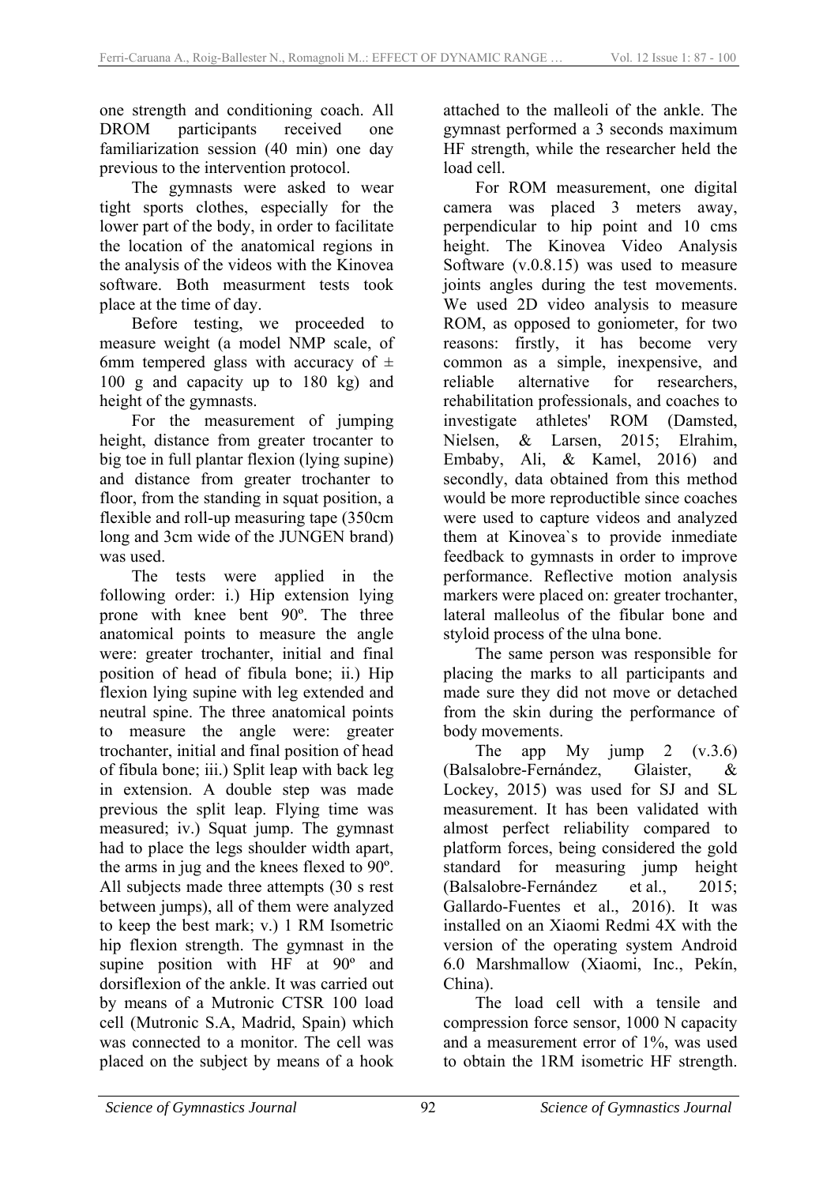one strength and conditioning coach. All DROM participants received one familiarization session (40 min) one day previous to the intervention protocol.

The gymnasts were asked to wear tight sports clothes, especially for the lower part of the body, in order to facilitate the location of the anatomical regions in the analysis of the videos with the Kinovea software. Both measurment tests took place at the time of day.

Before testing, we proceeded to measure weight (a model NMP scale, of 6mm tempered glass with accuracy of ± 100 g and capacity up to 180 kg) and height of the gymnasts.

For the measurement of jumping height, distance from greater trocanter to big toe in full plantar flexion (lying supine) and distance from greater trochanter to floor, from the standing in squat position, a flexible and roll-up measuring tape (350cm long and 3cm wide of the JUNGEN brand) was used.

The tests were applied in the following order: i.) Hip extension lying prone with knee bent 90º. The three anatomical points to measure the angle were: greater trochanter, initial and final position of head of fibula bone; ii.) Hip flexion lying supine with leg extended and neutral spine. The three anatomical points to measure the angle were: greater trochanter, initial and final position of head of fibula bone; iii.) Split leap with back leg in extension. A double step was made previous the split leap. Flying time was measured; iv.) Squat jump. The gymnast had to place the legs shoulder width apart, the arms in jug and the knees flexed to 90º. All subjects made three attempts (30 s rest between jumps), all of them were analyzed to keep the best mark; v.) 1 RM Isometric hip flexion strength. The gymnast in the supine position with HF at 90º and dorsiflexion of the ankle. It was carried out by means of a Mutronic CTSR 100 load cell (Mutronic S.A, Madrid, Spain) which was connected to a monitor. The cell was placed on the subject by means of a hook attached to the malleoli of the ankle. The gymnast performed a 3 seconds maximum HF strength, while the researcher held the load cell.

For ROM measurement, one digital camera was placed 3 meters away, perpendicular to hip point and 10 cms height. The Kinovea Video Analysis Software (v.0.8.15) was used to measure joints angles during the test movements. We used 2D video analysis to measure ROM, as opposed to goniometer, for two reasons: firstly, it has become very common as a simple, inexpensive, and reliable alternative for researchers, rehabilitation professionals, and coaches to investigate athletes' ROM (Damsted, Nielsen, & Larsen, 2015; Elrahim, Embaby, Ali, & Kamel, 2016) and secondly, data obtained from this method would be more reproductible since coaches were used to capture videos and analyzed them at Kinovea`s to provide inmediate feedback to gymnasts in order to improve performance. Reflective motion analysis markers were placed on: greater trochanter, lateral malleolus of the fibular bone and styloid process of the ulna bone.

The same person was responsible for placing the marks to all participants and made sure they did not move or detached from the skin during the performance of body movements.

The app My jump 2 (v.3.6) (Balsalobre-Fernández, Glaister, & Lockey, 2015) was used for SJ and SL measurement. It has been validated with almost perfect reliability compared to platform forces, being considered the gold standard for measuring jump height (Balsalobre-Fernández et al., 2015; Gallardo-Fuentes et al., 2016). It was installed on an Xiaomi Redmi 4X with the version of the operating system Android 6.0 Marshmallow (Xiaomi, Inc., Pekín, China).

The load cell with a tensile and compression force sensor, 1000 N capacity and a measurement error of 1%, was used to obtain the 1RM isometric HF strength.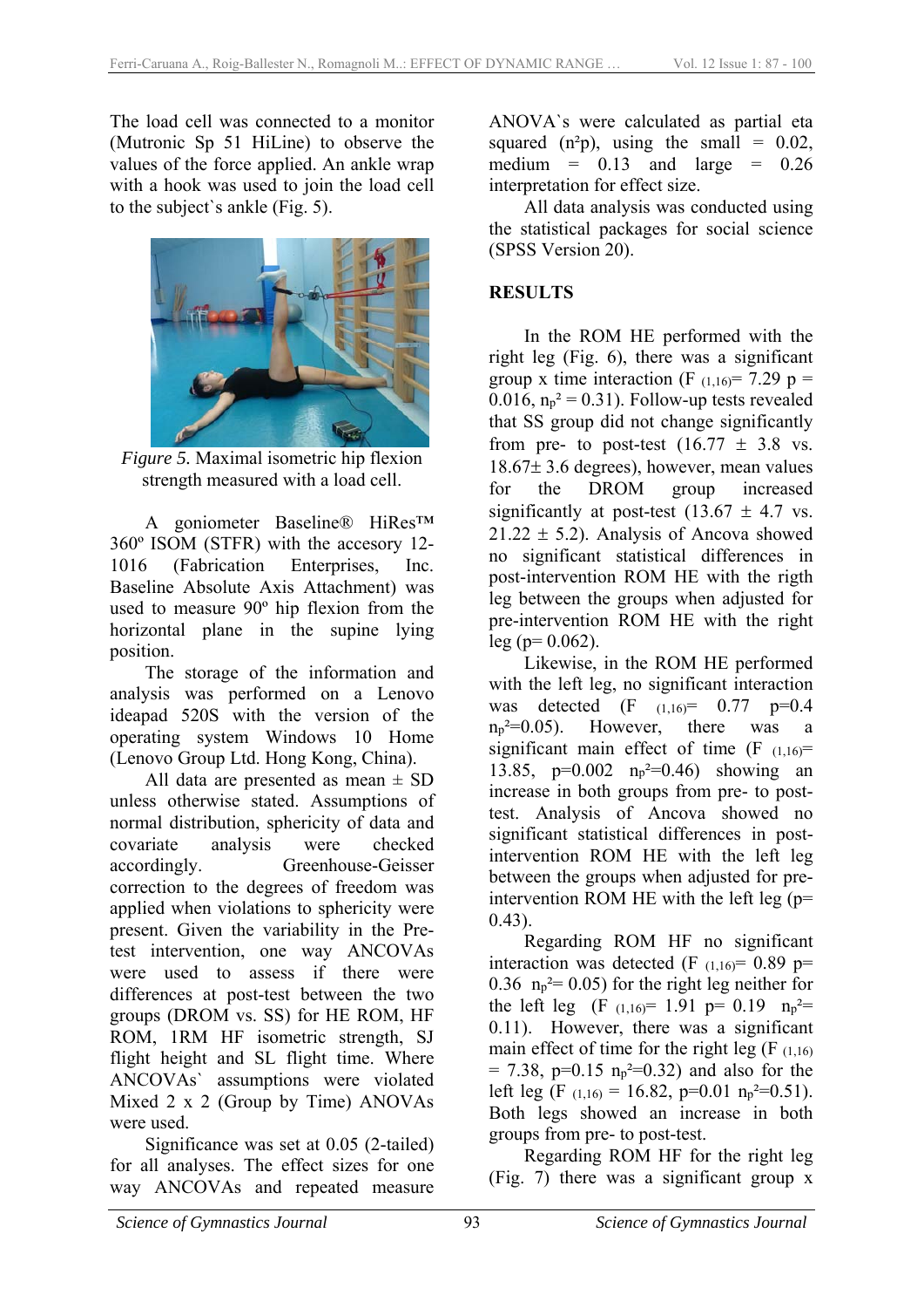The load cell was connected to a monitor (Mutronic Sp 51 HiLine) to observe the values of the force applied. An ankle wrap with a hook was used to join the load cell to the subject`s ankle (Fig. 5).

*Figure 5.* Maximal isometric hip flexion strength measured with a load cell.

A goniometer Baseline® HiRes™ 360º ISOM (STFR) with the accesory 12-1016 (Fabrication Enterprises, Inc. Baseline Absolute Axis Attachment) was used to measure 90º hip flexion from the horizontal plane in the supine lying position.

The storage of the information and analysis was performed on a Lenovo ideapad 520S with the version of the operating system Windows 10 Home (Lenovo Group Ltd. Hong Kong, China).

All data are presented as mean ± SD unless otherwise stated. Assumptions of normal distribution, sphericity of data and covariate analysis were checked accordingly. Greenhouse-Geisser correction to the degrees of freedom was applied when violations to sphericity were present. Given the variability in the Pre-test intervention, one way ANCOVAs were used to assess if there were differences at post-test between the two groups (DROM vs. SS) for HE ROM, HF ROM, 1RM HF isometric strength, SJ flight height and SL flight time. Where ANCOVAs` assumptions were violated Mixed 2 x 2 (Group by Time) ANOVAs were used.

Significance was set at 0.05 (2-tailed) for all analyses. The effect sizes for one way ANCOVAs and repeated measure ANOVA`s were calculated as partial eta squared ($n^2p$), using the small = 0.02, medium = 0.13 and large = 0.26 interpretation for effect size.

All data analysis was conducted using the statistical packages for social science (SPSS Version 20).

## RESULTS

In the ROM HE performed with the right leg (Fig. 6), there was a significant group x time interaction ($F_{(1,16)}$= 7.29 p = 0.016, $n_p^2$ = 0.31). Follow-up tests revealed that SS group did not change significantly from pre- to post-test (16.77 ± 3.8 vs. 18.67± 3.6 degrees), however, mean values for the DROM group increased significantly at post-test (13.67 ± 4.7 vs. 21.22 ± 5.2). Analysis of Ancova showed no significant statistical differences in post-intervention ROM HE with the rigth leg between the groups when adjusted for pre-intervention ROM HE with the right leg (p= 0.062).

Likewise, in the ROM HE performed with the left leg, no significant interaction was detected ($F_{(1,16)}$= 0.77 p=0.4 $n_p^2$=0.05). However, there was a significant main effect of time ($F_{(1,16)}$= 13.85, p=0.002 $n_p^2$=0.46) showing an increase in both groups from pre- to post-test. Analysis of Ancova showed no significant statistical differences in post-intervention ROM HE with the left leg between the groups when adjusted for pre-intervention ROM HE with the left leg (p= 0.43).

Regarding ROM HF no significant interaction was detected ($F_{(1,16)}$= 0.89 p= 0.36 $n_p^2$= 0.05) for the right leg neither for the left leg ($F_{(1,16)}$= 1.91 p= 0.19 $n_p^2$= 0.11). However, there was a significant main effect of time for the right leg ($F_{(1,16)}$ = 7.38, p=0.15 $n_p^2$=0.32) and also for the left leg ($F_{(1,16)}$ = 16.82, p=0.01 $n_p^2$=0.51). Both legs showed an increase in both groups from pre- to post-test.

Regarding ROM HF for the right leg (Fig. 7) there was a significant group x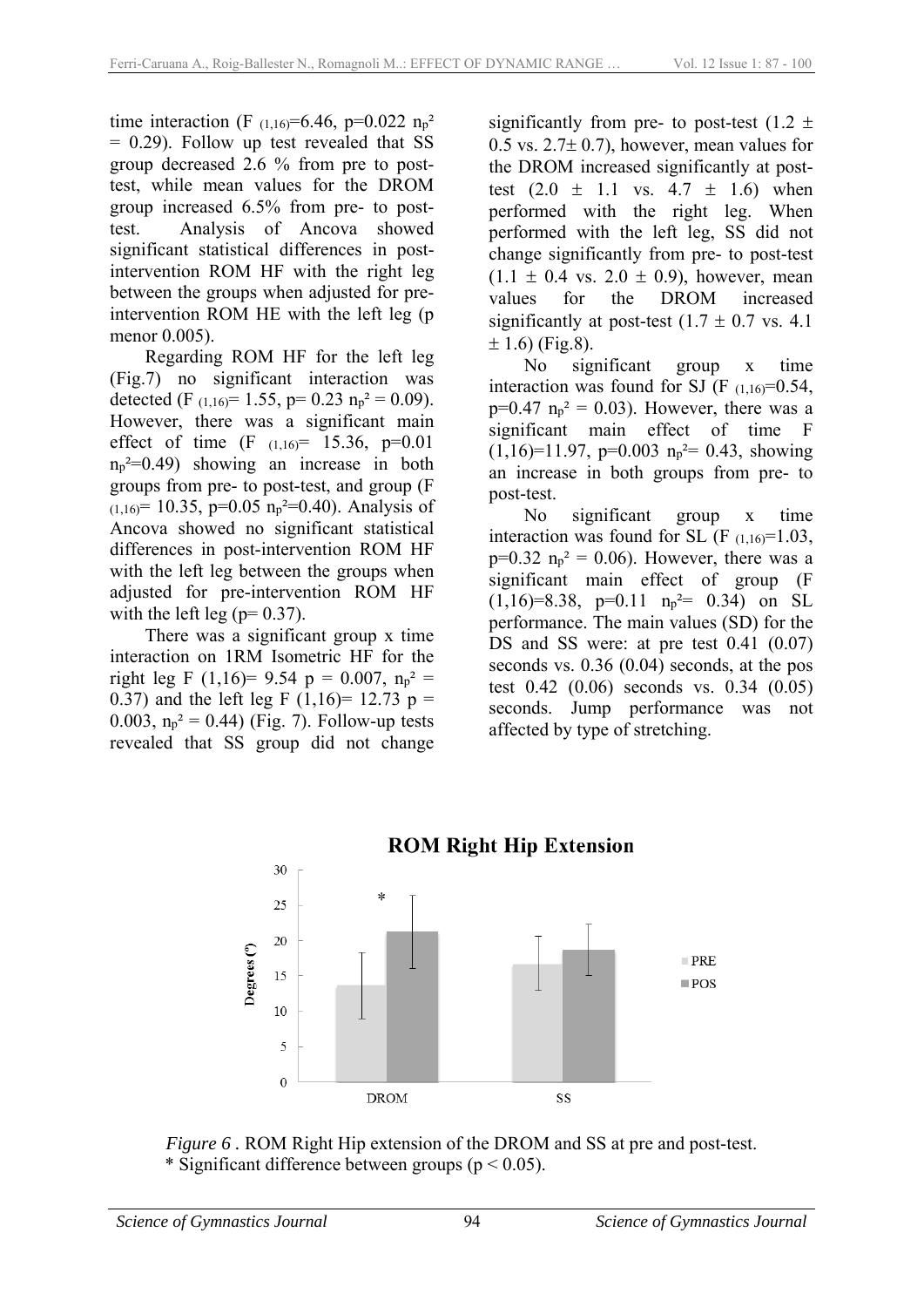time interaction ($F_{(1,16)}$=6.46, p=0.022 $n_p^2$ = 0.29). Follow up test revealed that SS group decreased 2.6 % from pre to post-test, while mean values for the DROM group increased 6.5% from pre- to post-test. Analysis of Ancova showed significant statistical differences in post-intervention ROM HF with the right leg between the groups when adjusted for pre-intervention ROM HE with the left leg (p menor 0.005).

Regarding ROM HF for the left leg (Fig.7) no significant interaction was detected ($F_{(1,16)}$= 1.55, p= 0.23 $n_p^2$ = 0.09). However, there was a significant main effect of time ($F_{(1,16)}$= 15.36, p=0.01 $n_p^2$=0.49) showing an increase in both groups from pre- to post-test, and group ($F_{(1,16)}$= 10.35, p=0.05 $n_p^2$=0.40). Analysis of Ancova showed no significant statistical differences in post-intervention ROM HF with the left leg between the groups when adjusted for pre-intervention ROM HF with the left leg (p= 0.37).

There was a significant group x time interaction on 1RM Isometric HF for the right leg F (1,16)= 9.54 p = 0.007, $n_p^2$ = 0.37) and the left leg F (1,16)= 12.73 p = 0.003, $n_p^2$ = 0.44) (Fig. 7). Follow-up tests revealed that SS group did not change significantly from pre- to post-test (1.2 ± 0.5 vs. 2.7± 0.7), however, mean values for the DROM increased significantly at post-test (2.0 ± 1.1 vs. 4.7 ± 1.6) when performed with the right leg. When performed with the left leg, SS did not change significantly from pre- to post-test (1.1 ± 0.4 vs. 2.0 ± 0.9), however, mean values for the DROM increased significantly at post-test (1.7 ± 0.7 vs. 4.1 ± 1.6) (Fig.8).

No significant group x time interaction was found for SJ ($F_{(1,16)}$=0.54, p=0.47 $n_p^2$ = 0.03). However, there was a significant main effect of time F (1,16)=11.97, p=0.003 $n_p^2$= 0.43, showing an increase in both groups from pre- to post-test.

No significant group x time interaction was found for SL ($F_{(1,16)}$=1.03, p=0.32 $n_p^2$ = 0.06). However, there was a significant main effect of group (F (1,16)=8.38, p=0.11 $n_p^2$= 0.34) on SL performance. The main values (SD) for the DS and SS were: at pre test 0.41 (0.07) seconds vs. 0.36 (0.04) seconds, at the pos test 0.42 (0.06) seconds vs. 0.34 (0.05) seconds. Jump performance was not affected by type of stretching.

*Figure 6* . ROM Right Hip extension of the DROM and SS at pre and post-test.
* Significant difference between groups (p < 0.05).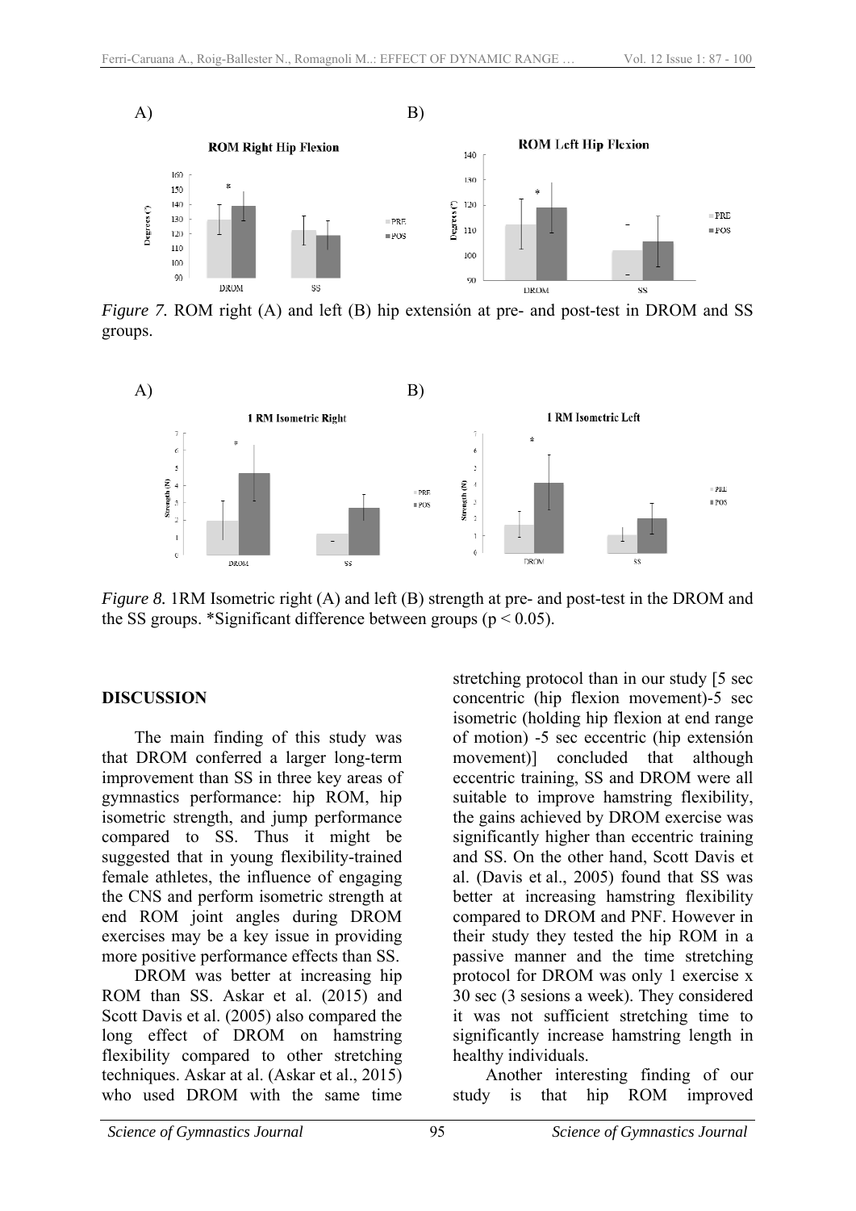A) B)

*Figure 7.* ROM right (A) and left (B) hip extensión at pre- and post-test in DROM and SS groups.

A) B)

*Figure 8.* 1RM Isometric right (A) and left (B) strength at pre- and post-test in the DROM and the SS groups. *Significant difference between groups ($p < 0.05$).

## DISCUSSION

The main finding of this study was that DROM conferred a larger long-term improvement than SS in three key areas of gymnastics performance: hip ROM, hip isometric strength, and jump performance compared to SS. Thus it might be suggested that in young flexibility-trained female athletes, the influence of engaging the CNS and perform isometric strength at end ROM joint angles during DROM exercises may be a key issue in providing more positive performance effects than SS.

DROM was better at increasing hip ROM than SS. Askar et al. (2015) and Scott Davis et al. (2005) also compared the long effect of DROM on hamstring flexibility compared to other stretching techniques. Askar at al. (Askar et al., 2015) who used DROM with the same time stretching protocol than in our study [5 sec concentric (hip flexion movement)-5 sec isometric (holding hip flexion at end range of motion) -5 sec eccentric (hip extensión movement)] concluded that although eccentric training, SS and DROM were all suitable to improve hamstring flexibility, the gains achieved by DROM exercise was significantly higher than eccentric training and SS. On the other hand, Scott Davis et al. (Davis et al., 2005) found that SS was better at increasing hamstring flexibility compared to DROM and PNF. However in their study they tested the hip ROM in a passive manner and the time stretching protocol for DROM was only 1 exercise x 30 sec (3 sesions a week). They considered it was not sufficient stretching time to significantly increase hamstring length in healthy individuals.

Another interesting finding of our study is that hip ROM improved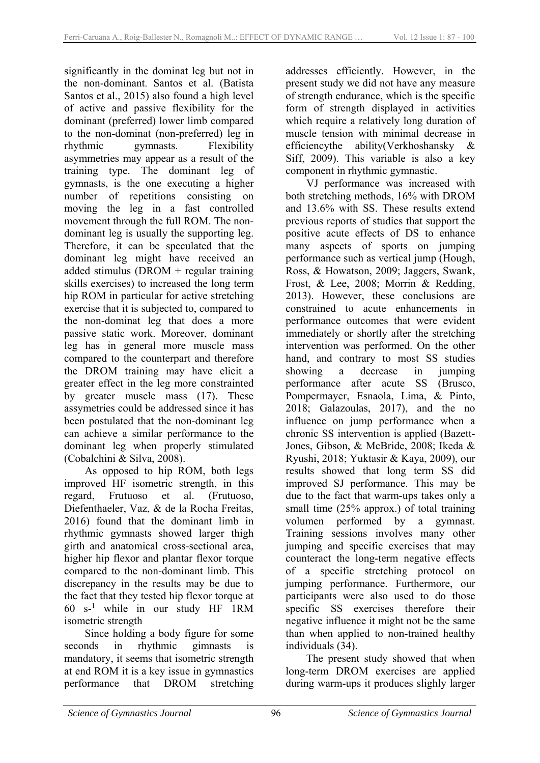significantly in the dominat leg but not in the non-dominant. Santos et al. (Batista Santos et al., 2015) also found a high level of active and passive flexibility for the dominant (preferred) lower limb compared to the non-dominat (non-preferred) leg in rhythmic gymnasts. Flexibility asymmetries may appear as a result of the training type. The dominant leg of gymnasts, is the one executing a higher number of repetitions consisting on moving the leg in a fast controlled movement through the full ROM. The non-dominant leg is usually the supporting leg. Therefore, it can be speculated that the dominant leg might have received an added stimulus (DROM + regular training skills exercises) to increased the long term hip ROM in particular for active stretching exercise that it is subjected to, compared to the non-dominat leg that does a more passive static work. Moreover, dominant leg has in general more muscle mass compared to the counterpart and therefore the DROM training may have elicit a greater effect in the leg more constrainted by greater muscle mass (17). These assymetries could be addressed since it has been postulated that the non-dominant leg can achieve a similar performance to the dominant leg when properly stimulated (Cobalchini & Silva, 2008).

As opposed to hip ROM, both legs improved HF isometric strength, in this regard, Frutuoso et al. (Frutuoso, Diefenthaeler, Vaz, & de la Rocha Freitas, 2016) found that the dominant limb in rhythmic gymnasts showed larger thigh girth and anatomical cross-sectional area, higher hip flexor and plantar flexor torque compared to the non-dominant limb. This discrepancy in the results may be due to the fact that they tested hip flexor torque at 60 $s^{-1}$ while in our study HF 1RM isometric strength

Since holding a body figure for some seconds in rhythmic gymnasts is mandatory, it seems that isometric strength at end ROM it is a key issue in gymnastics performance that DROM stretching addresses efficiently. However, in the present study we did not have any measure of strength endurance, which is the specific form of strength displayed in activities which require a relatively long duration of muscle tension with minimal decrease in efficiencythe ability(Verkhoshansky & Siff, 2009). This variable is also a key component in rhythmic gymnastic.

VJ performance was increased with both stretching methods, 16% with DROM and 13.6% with SS. These results extend previous reports of studies that support the positive acute effects of DS to enhance many aspects of sports on jumping performance such as vertical jump (Hough, Ross, & Howatson, 2009; Jaggers, Swank, Frost, & Lee, 2008; Morrin & Redding, 2013). However, these conclusions are constrained to acute enhancements in performance outcomes that were evident immediately or shortly after the stretching intervention was performed. On the other hand, and contrary to most SS studies showing a decrease in jumping performance after acute SS (Brusco, Pompermayer, Esnaola, Lima, & Pinto, 2018; Galazoulas, 2017), and the no influence on jump performance when a chronic SS intervention is applied (Bazett-Jones, Gibson, & McBride, 2008; Ikeda & Ryushi, 2018; Yuktasir & Kaya, 2009), our results showed that long term SS did improved SJ performance. This may be due to the fact that warm-ups takes only a small time (25% approx.) of total training volumen performed by a gymnast. Training sessions involves many other jumping and specific exercises that may counteract the long-term negative effects of a specific stretching protocol on jumping performance. Furthermore, our participants were also used to do those specific SS exercises therefore their negative influence it might not be the same than when applied to non-trained healthy individuals (34).

The present study showed that when long-term DROM exercises are applied during warm-ups it produces slighly larger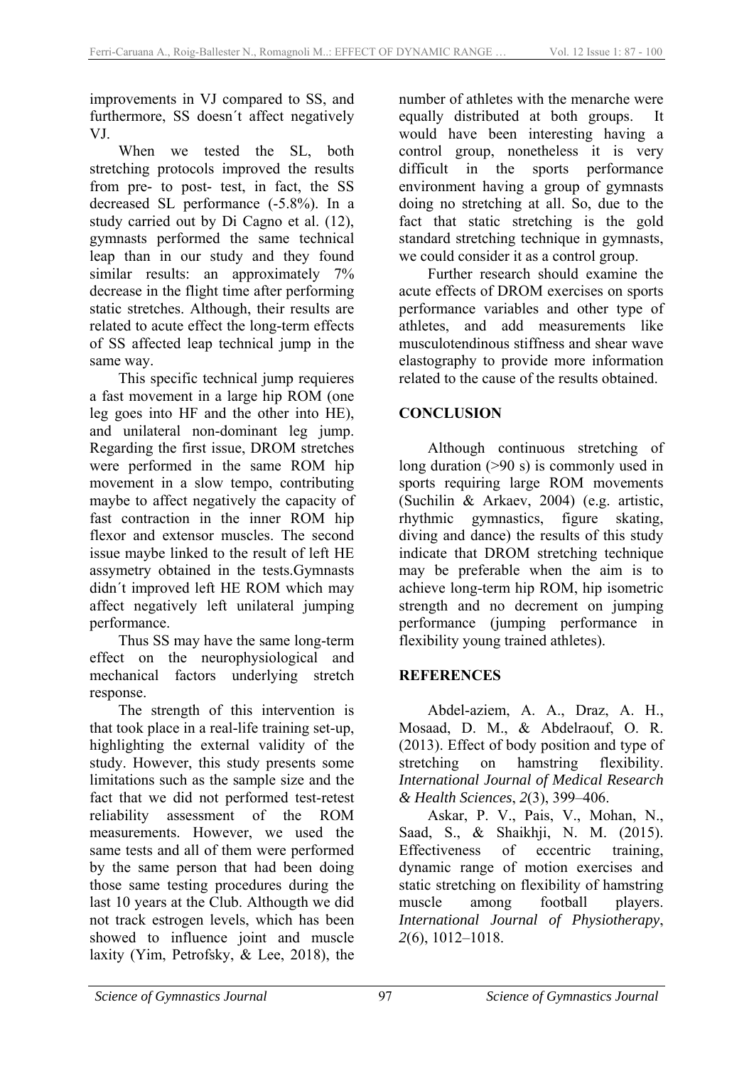improvements in VJ compared to SS, and furthermore, SS doesn´t affect negatively VJ.

When we tested the SL, both stretching protocols improved the results from pre- to post- test, in fact, the SS decreased SL performance (-5.8%). In a study carried out by Di Cagno et al. (12), gymnasts performed the same technical leap than in our study and they found similar results: an approximately 7% decrease in the flight time after performing static stretches. Although, their results are related to acute effect the long-term effects of SS affected leap technical jump in the same way.

This specific technical jump requieres a fast movement in a large hip ROM (one leg goes into HF and the other into HE), and unilateral non-dominant leg jump. Regarding the first issue, DROM stretches were performed in the same ROM hip movement in a slow tempo, contributing maybe to affect negatively the capacity of fast contraction in the inner ROM hip flexor and extensor muscles. The second issue maybe linked to the result of left HE assymetry obtained in the tests.Gymnasts didn´t improved left HE ROM which may affect negatively left unilateral jumping performance.

Thus SS may have the same long-term effect on the neurophysiological and mechanical factors underlying stretch response.

The strength of this intervention is that took place in a real-life training set-up, highlighting the external validity of the study. However, this study presents some limitations such as the sample size and the fact that we did not performed test-retest reliability assessment of the ROM measurements. However, we used the same tests and all of them were performed by the same person that had been doing those same testing procedures during the last 10 years at the Club. Althougth we did not track estrogen levels, which has been showed to influence joint and muscle laxity (Yim, Petrofsky, & Lee, 2018), the number of athletes with the menarche were equally distributed at both groups. It would have been interesting having a control group, nonetheless it is very difficult in the sports performance environment having a group of gymnasts doing no stretching at all. So, due to the fact that static stretching is the gold standard stretching technique in gymnasts, we could consider it as a control group.

Further research should examine the acute effects of DROM exercises on sports performance variables and other type of athletes, and add measurements like musculotendinous stiffness and shear wave elastography to provide more information related to the cause of the results obtained.

## CONCLUSION

Although continuous stretching of long duration (>90 s) is commonly used in sports requiring large ROM movements (Suchilin & Arkaev, 2004) (e.g. artistic, rhythmic gymnastics, figure skating, diving and dance) the results of this study indicate that DROM stretching technique may be preferable when the aim is to achieve long-term hip ROM, hip isometric strength and no decrement on jumping performance (jumping performance in flexibility young trained athletes).

## REFERENCES

Abdel-aziem, A. A., Draz, A. H., Mosaad, D. M., & Abdelraouf, O. R. (2013). Effect of body position and type of stretching on hamstring flexibility. *International Journal of Medical Research & Health Sciences*, *2*(3), 399–406.

Askar, P. V., Pais, V., Mohan, N., Saad, S., & Shaikhji, N. M. (2015). Effectiveness of eccentric training, dynamic range of motion exercises and static stretching on flexibility of hamstring muscle among football players. *International Journal of Physiotherapy*, *2*(6), 1012–1018.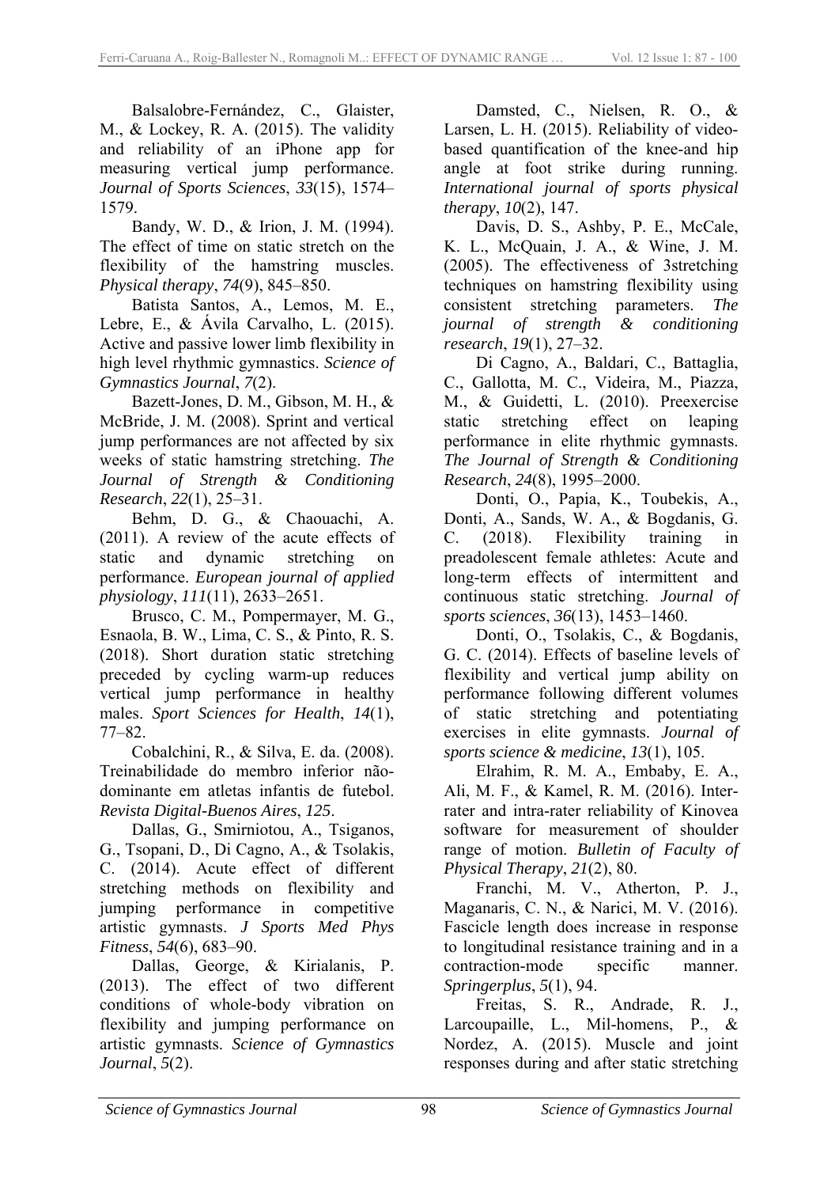Balsalobre-Fernández, C., Glaister, M., & Lockey, R. A. (2015). The validity and reliability of an iPhone app for measuring vertical jump performance. *Journal of Sports Sciences*, *33*(15), 1574–1579.

Bandy, W. D., & Irion, J. M. (1994). The effect of time on static stretch on the flexibility of the hamstring muscles. *Physical therapy*, *74*(9), 845–850.

Batista Santos, A., Lemos, M. E., Lebre, E., & Ávila Carvalho, L. (2015). Active and passive lower limb flexibility in high level rhythmic gymnastics. *Science of Gymnastics Journal*, *7*(2).

Bazett-Jones, D. M., Gibson, M. H., & McBride, J. M. (2008). Sprint and vertical jump performances are not affected by six weeks of static hamstring stretching. *The Journal of Strength & Conditioning Research*, *22*(1), 25–31.

Behm, D. G., & Chaouachi, A. (2011). A review of the acute effects of static and dynamic stretching on performance. *European journal of applied physiology*, *111*(11), 2633–2651.

Brusco, C. M., Pompermayer, M. G., Esnaola, B. W., Lima, C. S., & Pinto, R. S. (2018). Short duration static stretching preceded by cycling warm-up reduces vertical jump performance in healthy males. *Sport Sciences for Health*, *14*(1), 77–82.

Cobalchini, R., & Silva, E. da. (2008). Treinabilidade do membro inferior não-dominante em atletas infantis de futebol. *Revista Digital-Buenos Aires*, *125*.

Dallas, G., Smirniotou, A., Tsiganos, G., Tsopani, D., Di Cagno, A., & Tsolakis, C. (2014). Acute effect of different stretching methods on flexibility and jumping performance in competitive artistic gymnasts. *J Sports Med Phys Fitness*, *54*(6), 683–90.

Dallas, George, & Kirialanis, P. (2013). The effect of two different conditions of whole-body vibration on flexibility and jumping performance on artistic gymnasts. *Science of Gymnastics Journal*, *5*(2).

Damsted, C., Nielsen, R. O., & Larsen, L. H. (2015). Reliability of video-based quantification of the knee-and hip angle at foot strike during running. *International journal of sports physical therapy*, *10*(2), 147.

Davis, D. S., Ashby, P. E., McCale, K. L., McQuain, J. A., & Wine, J. M. (2005). The effectiveness of 3stretching techniques on hamstring flexibility using consistent stretching parameters. *The journal of strength & conditioning research*, *19*(1), 27–32.

Di Cagno, A., Baldari, C., Battaglia, C., Gallotta, M. C., Videira, M., Piazza, M., & Guidetti, L. (2010). Preexercise static stretching effect on leaping performance in elite rhythmic gymnasts. *The Journal of Strength & Conditioning Research*, *24*(8), 1995–2000.

Donti, O., Papia, K., Toubekis, A., Donti, A., Sands, W. A., & Bogdanis, G. C. (2018). Flexibility training in preadolescent female athletes: Acute and long-term effects of intermittent and continuous static stretching. *Journal of sports sciences*, *36*(13), 1453–1460.

Donti, O., Tsolakis, C., & Bogdanis, G. C. (2014). Effects of baseline levels of flexibility and vertical jump ability on performance following different volumes of static stretching and potentiating exercises in elite gymnasts. *Journal of sports science & medicine*, *13*(1), 105.

Elrahim, R. M. A., Embaby, E. A., Ali, M. F., & Kamel, R. M. (2016). Inter-rater and intra-rater reliability of Kinovea software for measurement of shoulder range of motion. *Bulletin of Faculty of Physical Therapy*, *21*(2), 80.

Franchi, M. V., Atherton, P. J., Maganaris, C. N., & Narici, M. V. (2016). Fascicle length does increase in response to longitudinal resistance training and in a contraction-mode specific manner. *Springerplus*, *5*(1), 94.

Freitas, S. R., Andrade, R. J., Larcoupaille, L., Mil-homens, P., & Nordez, A. (2015). Muscle and joint responses during and after static stretching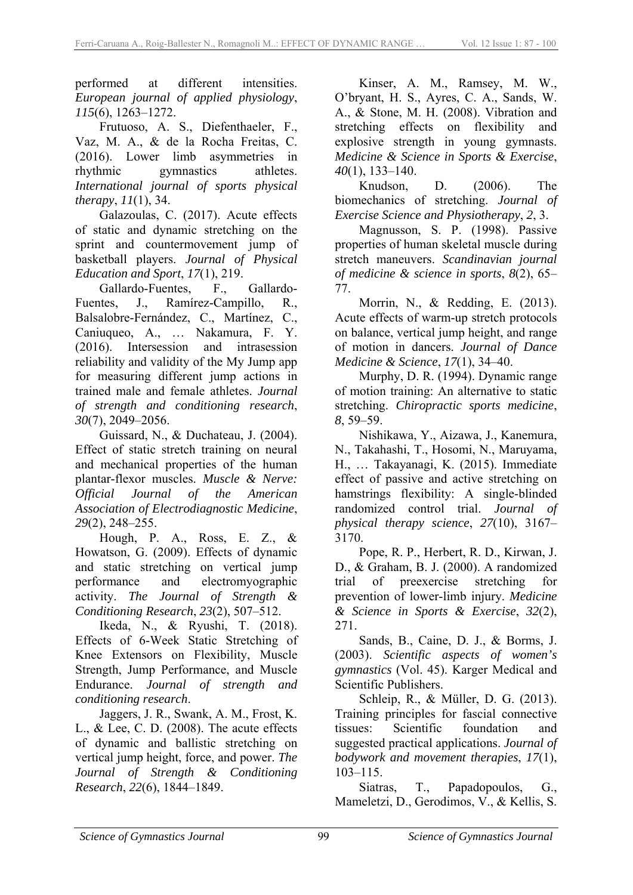performed at different intensities. *European journal of applied physiology*, *115*(6), 1263–1272.

Frutuoso, A. S., Diefenthaeler, F., Vaz, M. A., & de la Rocha Freitas, C. (2016). Lower limb asymmetries in rhythmic gymnastics athletes. *International journal of sports physical therapy*, *11*(1), 34.

Galazoulas, C. (2017). Acute effects of static and dynamic stretching on the sprint and countermovement jump of basketball players. *Journal of Physical Education and Sport*, *17*(1), 219.

Gallardo-Fuentes, F., Gallardo-Fuentes, J., Ramírez-Campillo, R., Balsalobre-Fernández, C., Martínez, C., Caniuqueo, A., … Nakamura, F. Y. (2016). Intersession and intrasession reliability and validity of the My Jump app for measuring different jump actions in trained male and female athletes. *Journal of strength and conditioning research*, *30*(7), 2049–2056.

Guissard, N., & Duchateau, J. (2004). Effect of static stretch training on neural and mechanical properties of the human plantar-flexor muscles. *Muscle & Nerve: Official Journal of the American Association of Electrodiagnostic Medicine*, *29*(2), 248–255.

Hough, P. A., Ross, E. Z., & Howatson, G. (2009). Effects of dynamic and static stretching on vertical jump performance and electromyographic activity. *The Journal of Strength & Conditioning Research*, *23*(2), 507–512.

Ikeda, N., & Ryushi, T. (2018). Effects of 6-Week Static Stretching of Knee Extensors on Flexibility, Muscle Strength, Jump Performance, and Muscle Endurance. *Journal of strength and conditioning research*.

Jaggers, J. R., Swank, A. M., Frost, K. L., & Lee, C. D. (2008). The acute effects of dynamic and ballistic stretching on vertical jump height, force, and power. *The Journal of Strength & Conditioning Research*, *22*(6), 1844–1849.

Kinser, A. M., Ramsey, M. W., O'bryant, H. S., Ayres, C. A., Sands, W. A., & Stone, M. H. (2008). Vibration and stretching effects on flexibility and explosive strength in young gymnasts. *Medicine & Science in Sports & Exercise*, *40*(1), 133–140.

Knudson, D. (2006). The biomechanics of stretching. *Journal of Exercise Science and Physiotherapy*, *2*, 3.

Magnusson, S. P. (1998). Passive properties of human skeletal muscle during stretch maneuvers. *Scandinavian journal of medicine & science in sports*, *8*(2), 65–77.

Morrin, N., & Redding, E. (2013). Acute effects of warm-up stretch protocols on balance, vertical jump height, and range of motion in dancers. *Journal of Dance Medicine & Science*, *17*(1), 34–40.

Murphy, D. R. (1994). Dynamic range of motion training: An alternative to static stretching. *Chiropractic sports medicine*, *8*, 59–59.

Nishikawa, Y., Aizawa, J., Kanemura, N., Takahashi, T., Hosomi, N., Maruyama, H., … Takayanagi, K. (2015). Immediate effect of passive and active stretching on hamstrings flexibility: A single-blinded randomized control trial. *Journal of physical therapy science*, *27*(10), 3167–3170.

Pope, R. P., Herbert, R. D., Kirwan, J. D., & Graham, B. J. (2000). A randomized trial of preexercise stretching for prevention of lower-limb injury. *Medicine & Science in Sports & Exercise*, *32*(2), 271.

Sands, B., Caine, D. J., & Borms, J. (2003). *Scientific aspects of women's gymnastics* (Vol. 45). Karger Medical and Scientific Publishers.

Schleip, R., & Müller, D. G. (2013). Training principles for fascial connective tissues: Scientific foundation and suggested practical applications. *Journal of bodywork and movement therapies*, *17*(1), 103–115.

Siatras, T., Papadopoulos, G., Mameletzi, D., Gerodimos, V., & Kellis, S.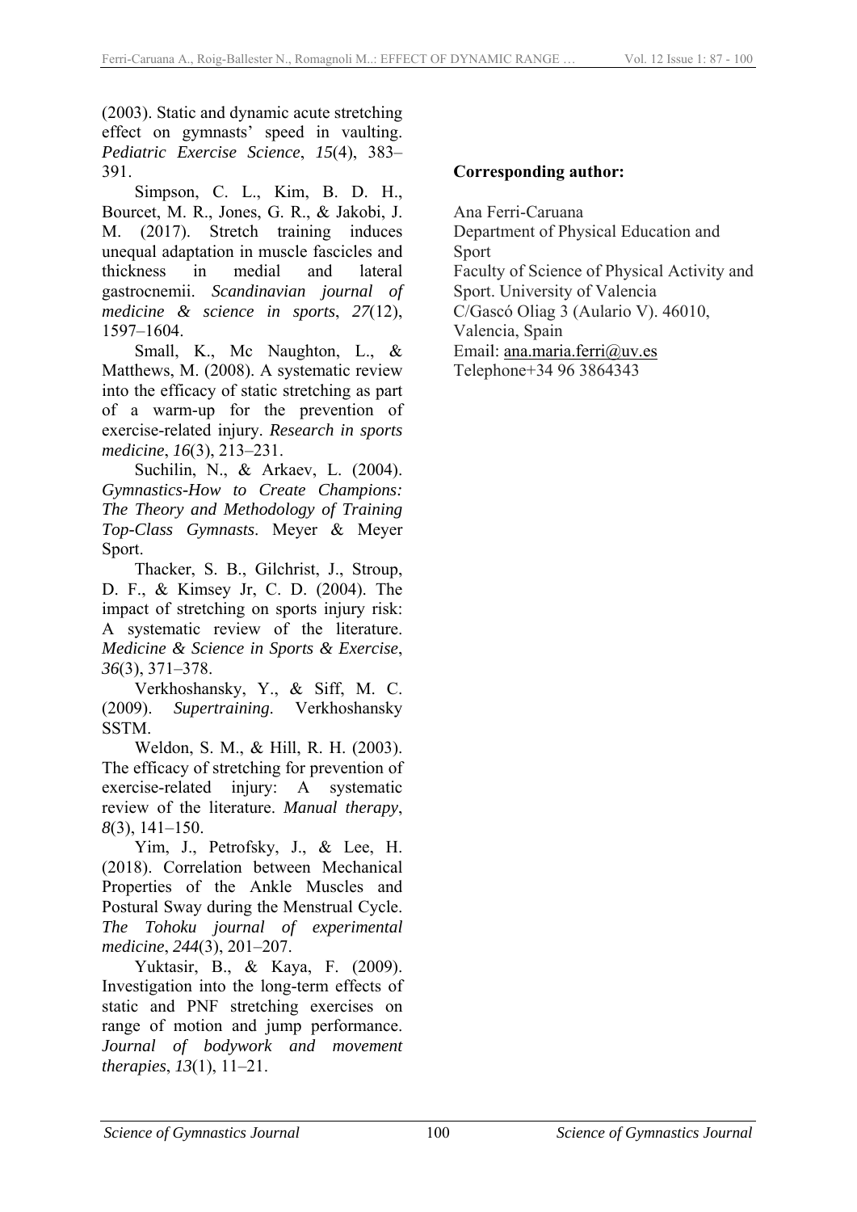(2003). Static and dynamic acute stretching effect on gymnasts' speed in vaulting. *Pediatric Exercise Science*, *15*(4), 383–391.

Simpson, C. L., Kim, B. D. H., Bourcet, M. R., Jones, G. R., & Jakobi, J. M. (2017). Stretch training induces unequal adaptation in muscle fascicles and thickness in medial and lateral gastrocnemii. *Scandinavian journal of medicine & science in sports*, *27*(12), 1597–1604.

Small, K., Mc Naughton, L., & Matthews, M. (2008). A systematic review into the efficacy of static stretching as part of a warm-up for the prevention of exercise-related injury. *Research in sports medicine*, *16*(3), 213–231.

Suchilin, N., & Arkaev, L. (2004). *Gymnastics-How to Create Champions: The Theory and Methodology of Training Top-Class Gymnasts*. Meyer & Meyer Sport.

Thacker, S. B., Gilchrist, J., Stroup, D. F., & Kimsey Jr, C. D. (2004). The impact of stretching on sports injury risk: A systematic review of the literature. *Medicine & Science in Sports & Exercise*, *36*(3), 371–378.

Verkhoshansky, Y., & Siff, M. C. (2009). *Supertraining*. Verkhoshansky SSTM.

Weldon, S. M., & Hill, R. H. (2003). The efficacy of stretching for prevention of exercise-related injury: A systematic review of the literature. *Manual therapy*, *8*(3), 141–150.

Yim, J., Petrofsky, J., & Lee, H. (2018). Correlation between Mechanical Properties of the Ankle Muscles and Postural Sway during the Menstrual Cycle. *The Tohoku journal of experimental medicine*, *244*(3), 201–207.

Yuktasir, B., & Kaya, F. (2009). Investigation into the long-term effects of static and PNF stretching exercises on range of motion and jump performance. *Journal of bodywork and movement therapies*, *13*(1), 11–21.

**Corresponding author:**

Ana Ferri-Caruana
Department of Physical Education and Sport
Faculty of Science of Physical Activity and Sport. University of Valencia
C/Gascó Oliag 3 (Aulario V). 46010, Valencia, Spain
Email: ana.maria.ferri@uv.es
Telephone+34 96 3864343